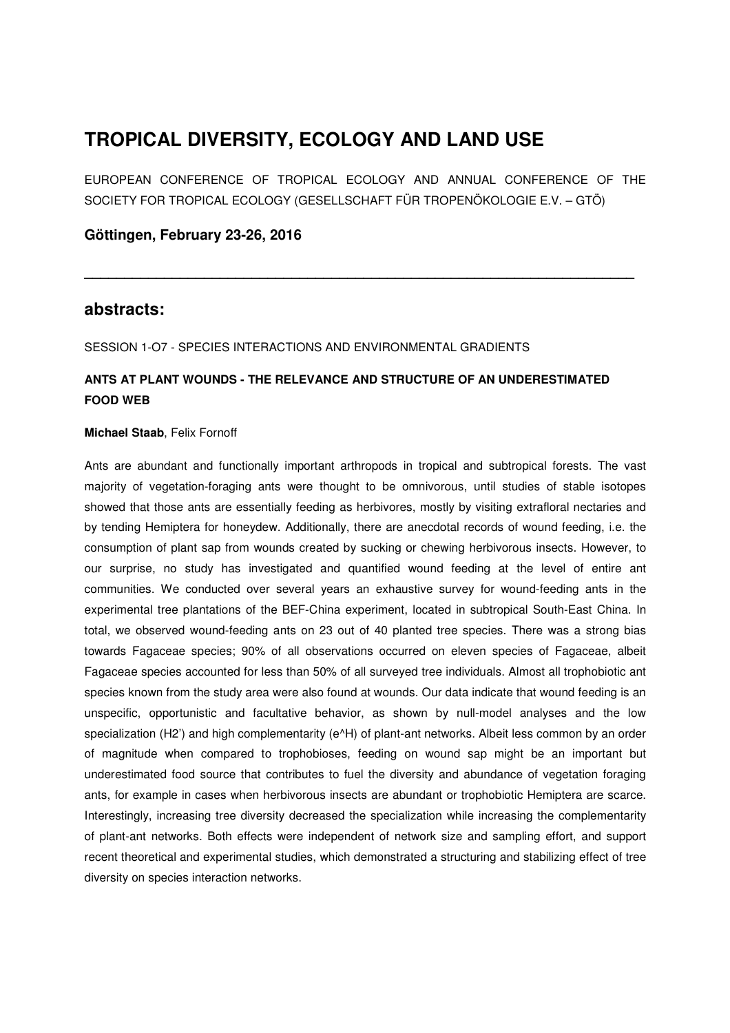# TROPICAL DIVERSITY, ECOLOGY AND LAND USE

EUROPEAN CONFERENCE OF TROPICAL ECOLOGY AND ANNUAL CONFERENCE OF THE SOCIETY FOR TROPICAL ECOLOGY (GESELLSCHAFT FÜR TROPENÖKOLOGIE E.V. – GTÖ)

**Göttingen, February 23-26, 2016**

---

## abstracts:

SESSION 1-O7 - SPECIES INTERACTIONS AND ENVIRONMENTAL GRADIENTS

### ANTS AT PLANT WOUNDS - THE RELEVANCE AND STRUCTURE OF AN UNDERESTIMATED FOOD WEB

**Michael Staab**, Felix Fornoff

Ants are abundant and functionally important arthropods in tropical and subtropical forests. The vast majority of vegetation-foraging ants were thought to be omnivorous, until studies of stable isotopes showed that those ants are essentially feeding as herbivores, mostly by visiting extrafloral nectaries and by tending Hemiptera for honeydew. Additionally, there are anecdotal records of wound feeding, i.e. the consumption of plant sap from wounds created by sucking or chewing herbivorous insects. However, to our surprise, no study has investigated and quantified wound feeding at the level of entire ant communities. We conducted over several years an exhaustive survey for wound-feeding ants in the experimental tree plantations of the BEF-China experiment, located in subtropical South-East China. In total, we observed wound-feeding ants on 23 out of 40 planted tree species. There was a strong bias towards Fagaceae species; 90% of all observations occurred on eleven species of Fagaceae, albeit Fagaceae species accounted for less than 50% of all surveyed tree individuals. Almost all trophobiotic ant species known from the study area were also found at wounds. Our data indicate that wound feeding is an unspecific, opportunistic and facultative behavior, as shown by null-model analyses and the low specialization (H2') and high complementarity (e^H) of plant-ant networks. Albeit less common by an order of magnitude when compared to trophobioses, feeding on wound sap might be an important but underestimated food source that contributes to fuel the diversity and abundance of vegetation foraging ants, for example in cases when herbivorous insects are abundant or trophobiotic Hemiptera are scarce. Interestingly, increasing tree diversity decreased the specialization while increasing the complementarity of plant-ant networks. Both effects were independent of network size and sampling effort, and support recent theoretical and experimental studies, which demonstrated a structuring and stabilizing effect of tree diversity on species interaction networks.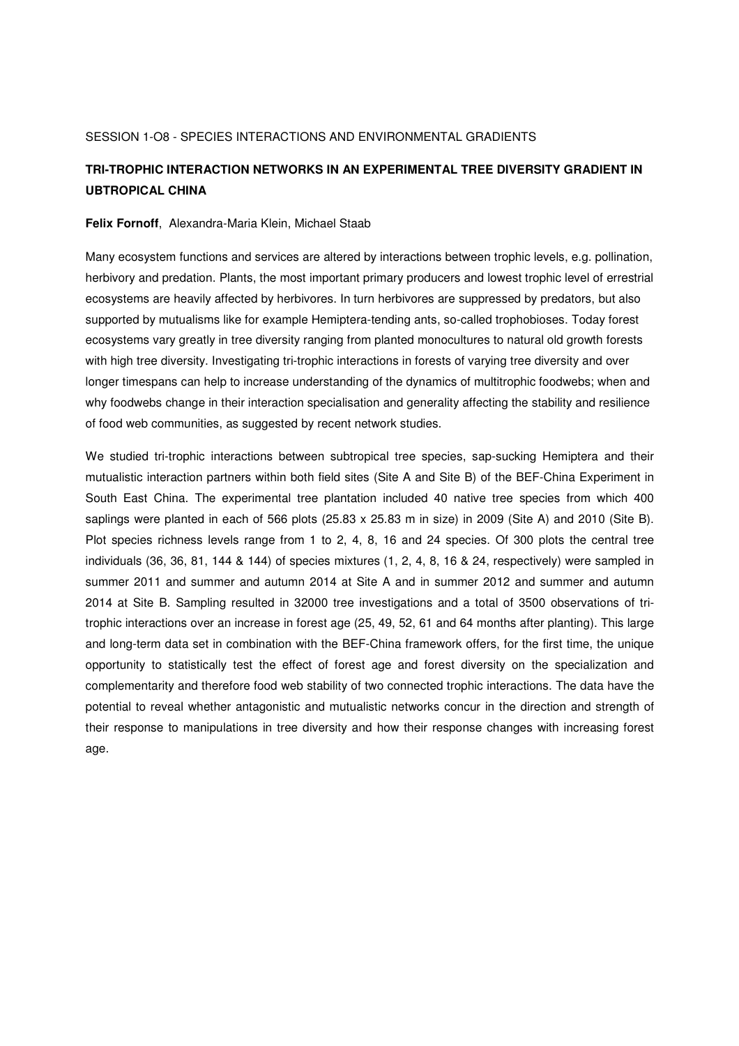SESSION 1-O8 - SPECIES INTERACTIONS AND ENVIRONMENTAL GRADIENTS

## TRI-TROPHIC INTERACTION NETWORKS IN AN EXPERIMENTAL TREE DIVERSITY GRADIENT IN UBTROPICAL CHINA

**Felix Fornoff**, Alexandra-Maria Klein, Michael Staab

Many ecosystem functions and services are altered by interactions between trophic levels, e.g. pollination, herbivory and predation. Plants, the most important primary producers and lowest trophic level of errestrial ecosystems are heavily affected by herbivores. In turn herbivores are suppressed by predators, but also supported by mutualisms like for example Hemiptera-tending ants, so-called trophobioses. Today forest ecosystems vary greatly in tree diversity ranging from planted monocultures to natural old growth forests with high tree diversity. Investigating tri-trophic interactions in forests of varying tree diversity and over longer timespans can help to increase understanding of the dynamics of multitrophic foodwebs; when and why foodwebs change in their interaction specialisation and generality affecting the stability and resilience of food web communities, as suggested by recent network studies.

We studied tri-trophic interactions between subtropical tree species, sap-sucking Hemiptera and their mutualistic interaction partners within both field sites (Site A and Site B) of the BEF-China Experiment in South East China. The experimental tree plantation included 40 native tree species from which 400 saplings were planted in each of 566 plots (25.83 x 25.83 m in size) in 2009 (Site A) and 2010 (Site B). Plot species richness levels range from 1 to 2, 4, 8, 16 and 24 species. Of 300 plots the central tree individuals (36, 36, 81, 144 & 144) of species mixtures (1, 2, 4, 8, 16 & 24, respectively) were sampled in summer 2011 and summer and autumn 2014 at Site A and in summer 2012 and summer and autumn 2014 at Site B. Sampling resulted in 32000 tree investigations and a total of 3500 observations of tri-trophic interactions over an increase in forest age (25, 49, 52, 61 and 64 months after planting). This large and long-term data set in combination with the BEF-China framework offers, for the first time, the unique opportunity to statistically test the effect of forest age and forest diversity on the specialization and complementarity and therefore food web stability of two connected trophic interactions. The data have the potential to reveal whether antagonistic and mutualistic networks concur in the direction and strength of their response to manipulations in tree diversity and how their response changes with increasing forest age.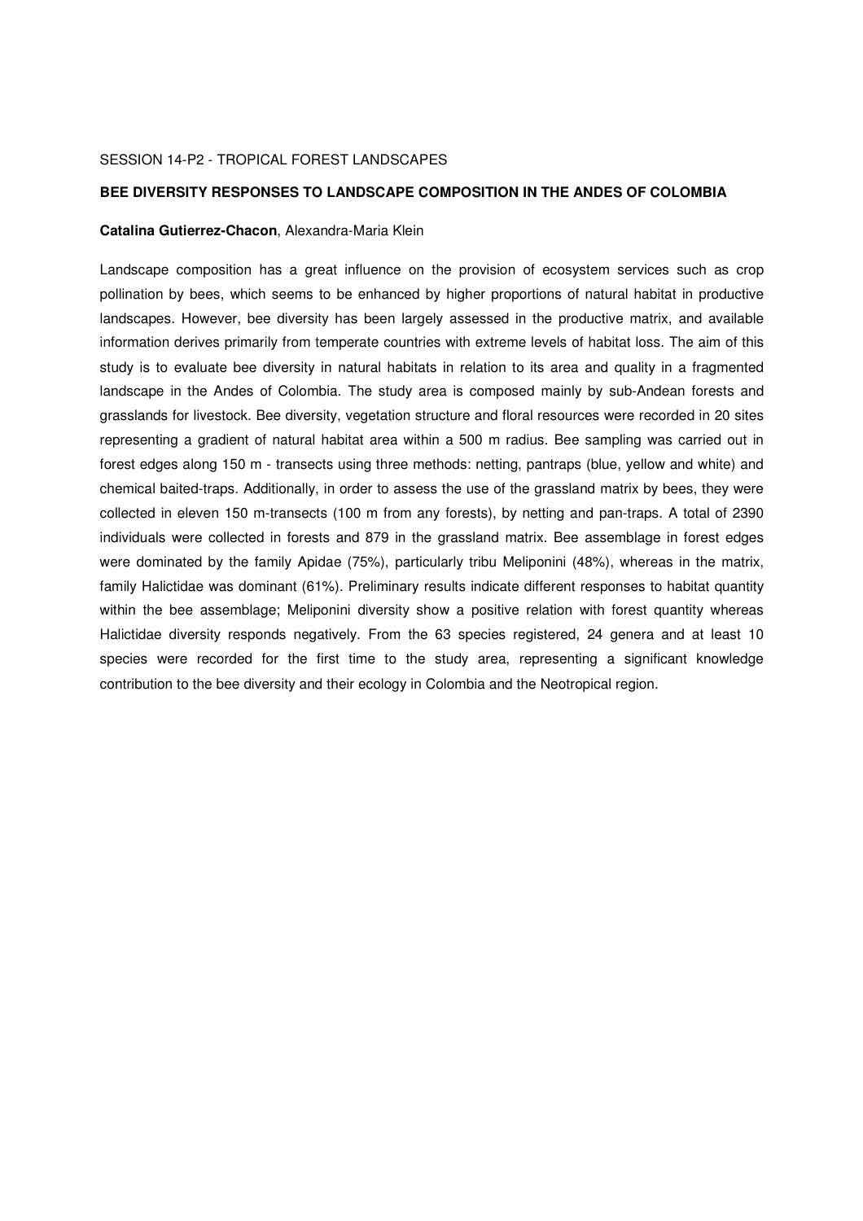SESSION 14-P2 - TROPICAL FOREST LANDSCAPES

## BEE DIVERSITY RESPONSES TO LANDSCAPE COMPOSITION IN THE ANDES OF COLOMBIA

**Catalina Gutierrez-Chacon**, Alexandra-Maria Klein

Landscape composition has a great influence on the provision of ecosystem services such as crop pollination by bees, which seems to be enhanced by higher proportions of natural habitat in productive landscapes. However, bee diversity has been largely assessed in the productive matrix, and available information derives primarily from temperate countries with extreme levels of habitat loss. The aim of this study is to evaluate bee diversity in natural habitats in relation to its area and quality in a fragmented landscape in the Andes of Colombia. The study area is composed mainly by sub-Andean forests and grasslands for livestock. Bee diversity, vegetation structure and floral resources were recorded in 20 sites representing a gradient of natural habitat area within a 500 m radius. Bee sampling was carried out in forest edges along 150 m - transects using three methods: netting, pantraps (blue, yellow and white) and chemical baited-traps. Additionally, in order to assess the use of the grassland matrix by bees, they were collected in eleven 150 m-transects (100 m from any forests), by netting and pan-traps. A total of 2390 individuals were collected in forests and 879 in the grassland matrix. Bee assemblage in forest edges were dominated by the family Apidae (75%), particularly tribu Meliponini (48%), whereas in the matrix, family Halictidae was dominant (61%). Preliminary results indicate different responses to habitat quantity within the bee assemblage; Meliponini diversity show a positive relation with forest quantity whereas Halictidae diversity responds negatively. From the 63 species registered, 24 genera and at least 10 species were recorded for the first time to the study area, representing a significant knowledge contribution to the bee diversity and their ecology in Colombia and the Neotropical region.